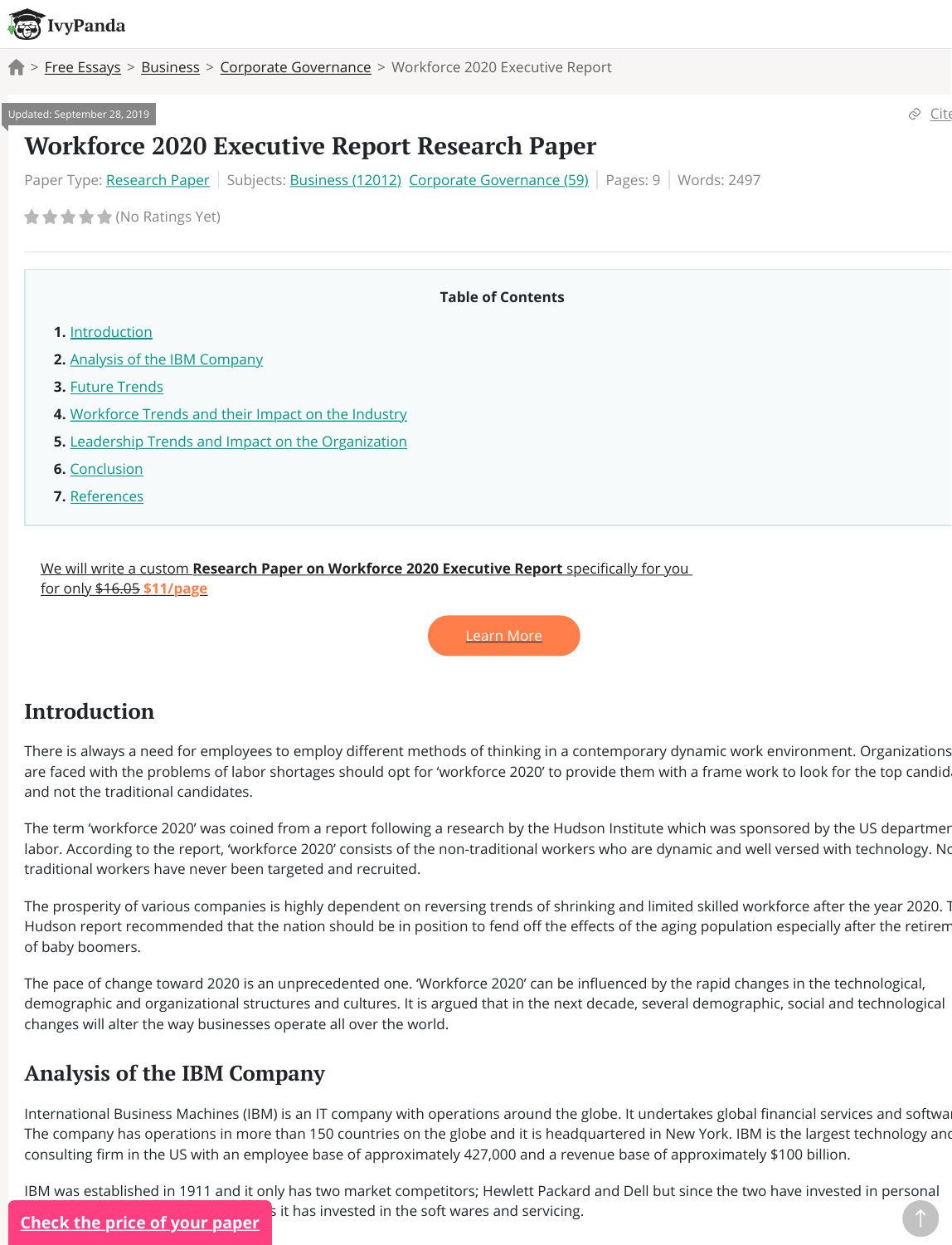# Workforce 2020 Executive Report Research Paper

Paper Type: Research Paper | Subjects: Business (12012) Corporate Governance (59) | Pages: 9 | Words: 2497

## Table of Contents

1. Introduction
2. Analysis of the IBM Company
3. Future Trends
4. Workforce Trends and their Impact on the Industry
5. Leadership Trends and Impact on the Organization
6. Conclusion
7. References

## Introduction

There is always a need for employees to employ different methods of thinking in a contemporary dynamic work environment. Organizations are faced with the problems of labor shortages should opt for 'workforce 2020' to provide them with a frame work to look for the top candid and not the traditional candidates.

The term 'workforce 2020' was coined from a report following a research by the Hudson Institute which was sponsored by the US departmen labor. According to the report, 'workforce 2020' consists of the non-traditional workers who are dynamic and well versed with technology. No traditional workers have never been targeted and recruited.

The prosperity of various companies is highly dependent on reversing trends of shrinking and limited skilled workforce after the year 2020. T Hudson report recommended that the nation should be in position to fend off the effects of the aging population especially after the retirem of baby boomers.

The pace of change toward 2020 is an unprecedented one. 'Workforce 2020' can be influenced by the rapid changes in the technological, demographic and organizational structures and cultures. It is argued that in the next decade, several demographic, social and technological changes will alter the way businesses operate all over the world.

## Analysis of the IBM Company

International Business Machines (IBM) is an IT company with operations around the globe. It undertakes global financial services and softwa The company has operations in more than 150 countries on the globe and it is headquartered in New York. IBM is the largest technology and consulting firm in the US with an employee base of approximately 427,000 and a revenue base of approximately $100 billion.

IBM was established in 1911 and it only has two market competitors; Hewlett Packard and Dell but since the two have invested in personal s it has invested in the soft wares and servicing.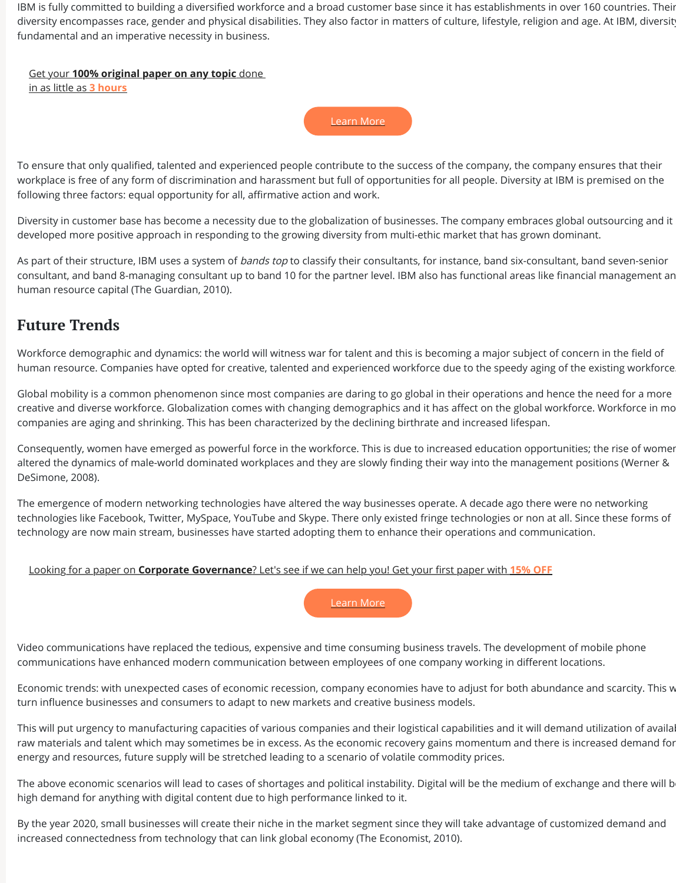IBM is fully committed to building a diversified workforce and a broad customer base since it has establishments in over 160 countries. Their diversity encompasses race, gender and physical disabilities. They also factor in matters of culture, lifestyle, religion and age. At IBM, diversity fundamental and an imperative necessity in business.

Get your **100% original paper on any topic** done in as little as **3 hours**

Learn More

To ensure that only qualified, talented and experienced people contribute to the success of the company, the company ensures that their workplace is free of any form of discrimination and harassment but full of opportunities for all people. Diversity at IBM is premised on the following three factors: equal opportunity for all, affirmative action and work.

Diversity in customer base has become a necessity due to the globalization of businesses. The company embraces global outsourcing and it developed more positive approach in responding to the growing diversity from multi-ethic market that has grown dominant.

As part of their structure, IBM uses a system of *bands top* to classify their consultants, for instance, band six-consultant, band seven-senior consultant, and band 8-managing consultant up to band 10 for the partner level. IBM also has functional areas like financial management an human resource capital (The Guardian, 2010).

## Future Trends

Workforce demographic and dynamics: the world will witness war for talent and this is becoming a major subject of concern in the field of human resource. Companies have opted for creative, talented and experienced workforce due to the speedy aging of the existing workforce.

Global mobility is a common phenomenon since most companies are daring to go global in their operations and hence the need for a more creative and diverse workforce. Globalization comes with changing demographics and it has affect on the global workforce. Workforce in mo companies are aging and shrinking. This has been characterized by the declining birthrate and increased lifespan.

Consequently, women have emerged as powerful force in the workforce. This is due to increased education opportunities; the rise of women altered the dynamics of male-world dominated workplaces and they are slowly finding their way into the management positions (Werner & DeSimone, 2008).

The emergence of modern networking technologies have altered the way businesses operate. A decade ago there were no networking technologies like Facebook, Twitter, MySpace, YouTube and Skype. There only existed fringe technologies or non at all. Since these forms of technology are now main stream, businesses have started adopting them to enhance their operations and communication.

Looking for a paper on **Corporate Governance**? Let's see if we can help you! Get your first paper with **15% OFF**

Learn More

Video communications have replaced the tedious, expensive and time consuming business travels. The development of mobile phone communications have enhanced modern communication between employees of one company working in different locations.

Economic trends: with unexpected cases of economic recession, company economies have to adjust for both abundance and scarcity. This w turn influence businesses and consumers to adapt to new markets and creative business models.

This will put urgency to manufacturing capacities of various companies and their logistical capabilities and it will demand utilization of availab raw materials and talent which may sometimes be in excess. As the economic recovery gains momentum and there is increased demand for energy and resources, future supply will be stretched leading to a scenario of volatile commodity prices.

The above economic scenarios will lead to cases of shortages and political instability. Digital will be the medium of exchange and there will b high demand for anything with digital content due to high performance linked to it.

By the year 2020, small businesses will create their niche in the market segment since they will take advantage of customized demand and increased connectedness from technology that can link global economy (The Economist, 2010).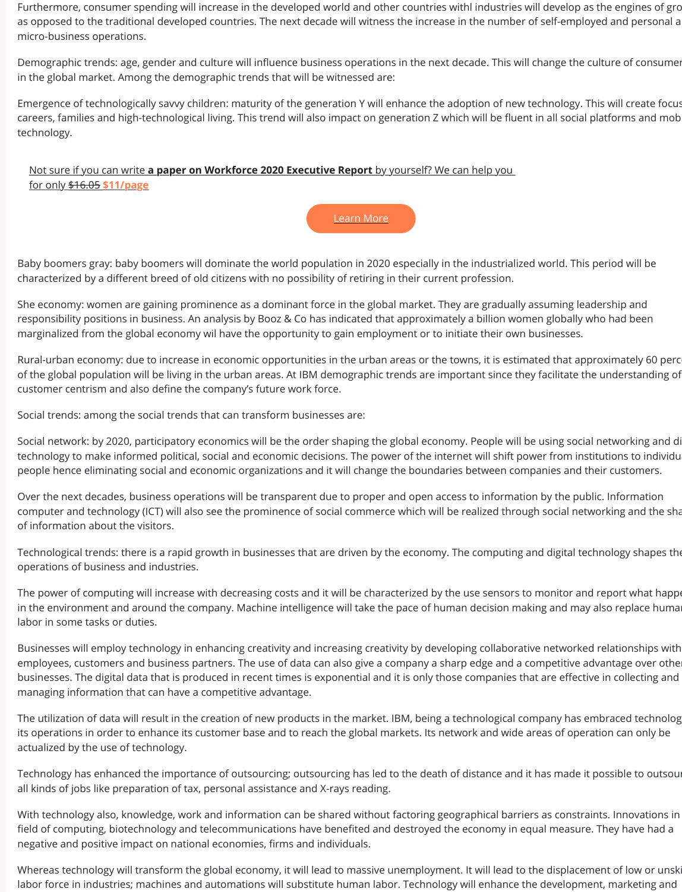Furthermore, consumer spending will increase in the developed world and other countries withl industries will develop as the engines of gro as opposed to the traditional developed countries. The next decade will witness the increase in the number of self-employed and personal a micro-business operations.

Demographic trends: age, gender and culture will influence business operations in the next decade. This will change the culture of consumer in the global market. Among the demographic trends that will be witnessed are:

Emergence of technologically savvy children: maturity of the generation Y will enhance the adoption of new technology. This will create focus careers, families and high-technological living. This trend will also impact on generation Z which will be fluent in all social platforms and mob technology.

Not sure if you can write **a paper on Workforce 2020 Executive Report** by yourself? We can help you for only ~~$16.05~~ **$11/page**

Learn More

Baby boomers gray: baby boomers will dominate the world population in 2020 especially in the industrialized world. This period will be characterized by a different breed of old citizens with no possibility of retiring in their current profession.

She economy: women are gaining prominence as a dominant force in the global market. They are gradually assuming leadership and responsibility positions in business. An analysis by Booz & Co has indicated that approximately a billion women globally who had been marginalized from the global economy wil have the opportunity to gain employment or to initiate their own businesses.

Rural-urban economy: due to increase in economic opportunities in the urban areas or the towns, it is estimated that approximately 60 perc of the global population will be living in the urban areas. At IBM demographic trends are important since they facilitate the understanding of customer centrism and also define the company's future work force.

Social trends: among the social trends that can transform businesses are:

Social network: by 2020, participatory economics will be the order shaping the global economy. People will be using social networking and di technology to make informed political, social and economic decisions. The power of the internet will shift power from institutions to individu people hence eliminating social and economic organizations and it will change the boundaries between companies and their customers.

Over the next decades, business operations will be transparent due to proper and open access to information by the public. Information computer and technology (ICT) will also see the prominence of social commerce which will be realized through social networking and the sha of information about the visitors.

Technological trends: there is a rapid growth in businesses that are driven by the economy. The computing and digital technology shapes the operations of business and industries.

The power of computing will increase with decreasing costs and it will be characterized by the use sensors to monitor and report what happe in the environment and around the company. Machine intelligence will take the pace of human decision making and may also replace huma labor in some tasks or duties.

Businesses will employ technology in enhancing creativity and increasing creativity by developing collaborative networked relationships with employees, customers and business partners. The use of data can also give a company a sharp edge and a competitive advantage over othe businesses. The digital data that is produced in recent times is exponential and it is only those companies that are effective in collecting and managing information that can have a competitive advantage.

The utilization of data will result in the creation of new products in the market. IBM, being a technological company has embraced technolog its operations in order to enhance its customer base and to reach the global markets. Its network and wide areas of operation can only be actualized by the use of technology.

Technology has enhanced the importance of outsourcing; outsourcing has led to the death of distance and it has made it possible to outsou all kinds of jobs like preparation of tax, personal assistance and X-rays reading.

With technology also, knowledge, work and information can be shared without factoring geographical barriers as constraints. Innovations in field of computing, biotechnology and telecommunications have benefited and destroyed the economy in equal measure. They have had a negative and positive impact on national economies, firms and individuals.

Whereas technology will transform the global economy, it will lead to massive unemployment. It will lead to the displacement of low or unski labor force in industries; machines and automations will substitute human labor. Technology will enhance the development, marketing and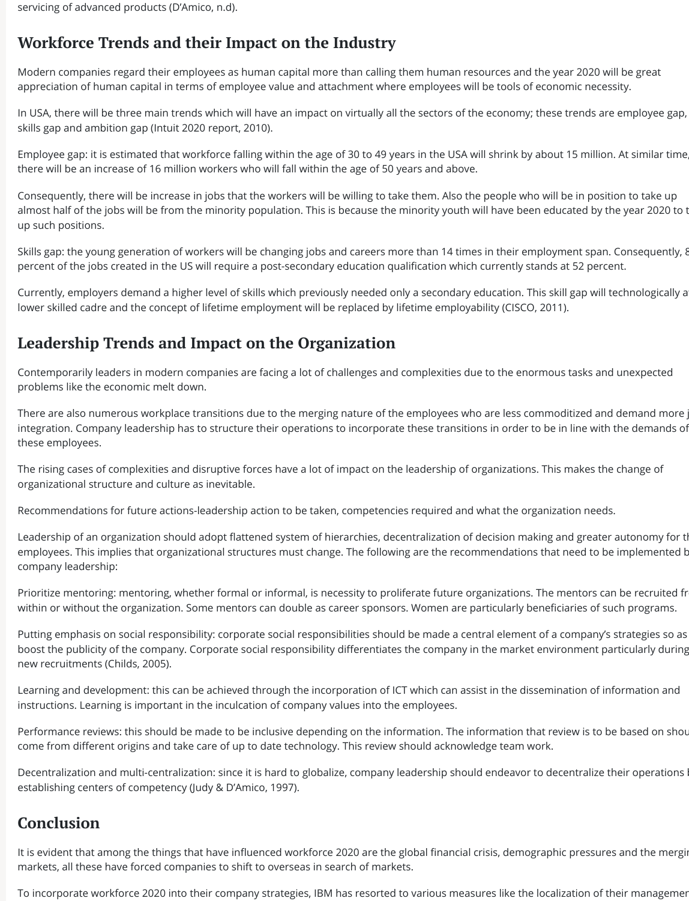servicing of advanced products (D'Amico, n.d).

## Workforce Trends and their Impact on the Industry

Modern companies regard their employees as human capital more than calling them human resources and the year 2020 will be great appreciation of human capital in terms of employee value and attachment where employees will be tools of economic necessity.

In USA, there will be three main trends which will have an impact on virtually all the sectors of the economy; these trends are employee gap, skills gap and ambition gap (Intuit 2020 report, 2010).

Employee gap: it is estimated that workforce falling within the age of 30 to 49 years in the USA will shrink by about 15 million. At similar time, there will be an increase of 16 million workers who will fall within the age of 50 years and above.

Consequently, there will be increase in jobs that the workers will be willing to take them. Also the people who will be in position to take up almost half of the jobs will be from the minority population. This is because the minority youth will have been educated by the year 2020 to t up such positions.

Skills gap: the young generation of workers will be changing jobs and careers more than 14 times in their employment span. Consequently, 8 percent of the jobs created in the US will require a post-secondary education qualification which currently stands at 52 percent.

Currently, employers demand a higher level of skills which previously needed only a secondary education. This skill gap will technologically a lower skilled cadre and the concept of lifetime employment will be replaced by lifetime employability (CISCO, 2011).

## Leadership Trends and Impact on the Organization

Contemporarily leaders in modern companies are facing a lot of challenges and complexities due to the enormous tasks and unexpected problems like the economic melt down.

There are also numerous workplace transitions due to the merging nature of the employees who are less commoditized and demand more j integration. Company leadership has to structure their operations to incorporate these transitions in order to be in line with the demands of these employees.

The rising cases of complexities and disruptive forces have a lot of impact on the leadership of organizations. This makes the change of organizational structure and culture as inevitable.

Recommendations for future actions-leadership action to be taken, competencies required and what the organization needs.

Leadership of an organization should adopt flattened system of hierarchies, decentralization of decision making and greater autonomy for th employees. This implies that organizational structures must change. The following are the recommendations that need to be implemented b company leadership:

Prioritize mentoring: mentoring, whether formal or informal, is necessity to proliferate future organizations. The mentors can be recruited fr within or without the organization. Some mentors can double as career sponsors. Women are particularly beneficiaries of such programs.

Putting emphasis on social responsibility: corporate social responsibilities should be made a central element of a company's strategies so as boost the publicity of the company. Corporate social responsibility differentiates the company in the market environment particularly during new recruitments (Childs, 2005).

Learning and development: this can be achieved through the incorporation of ICT which can assist in the dissemination of information and instructions. Learning is important in the inculcation of company values into the employees.

Performance reviews: this should be made to be inclusive depending on the information. The information that review is to be based on shou come from different origins and take care of up to date technology. This review should acknowledge team work.

Decentralization and multi-centralization: since it is hard to globalize, company leadership should endeavor to decentralize their operations b establishing centers of competency (Judy & D'Amico, 1997).

## Conclusion

It is evident that among the things that have influenced workforce 2020 are the global financial crisis, demographic pressures and the mergi markets, all these have forced companies to shift to overseas in search of markets.

To incorporate workforce 2020 into their company strategies, IBM has resorted to various measures like the localization of their managemer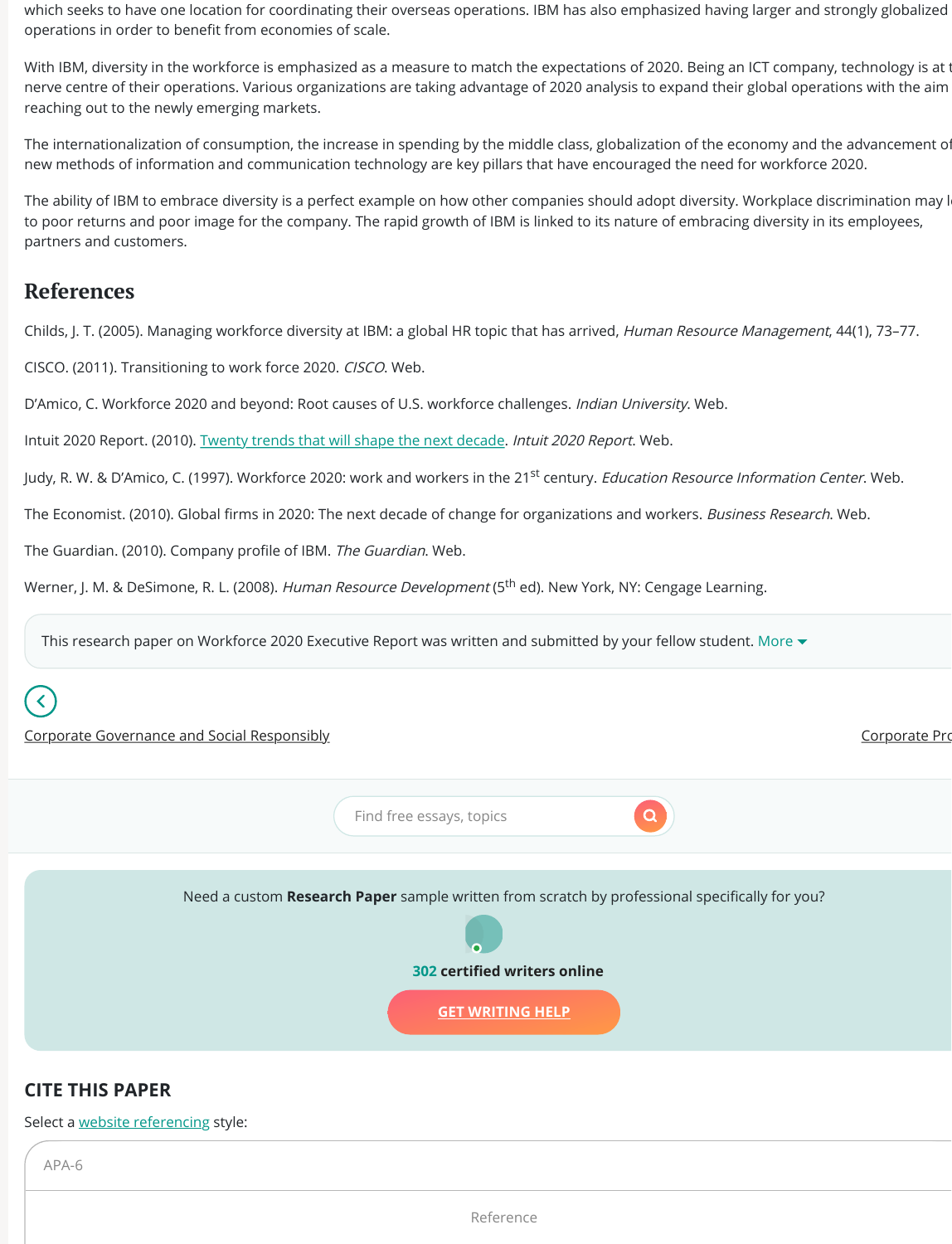which seeks to have one location for coordinating their overseas operations. IBM has also emphasized having larger and strongly globalized operations in order to benefit from economies of scale.

With IBM, diversity in the workforce is emphasized as a measure to match the expectations of 2020. Being an ICT company, technology is at t nerve centre of their operations. Various organizations are taking advantage of 2020 analysis to expand their global operations with the aim reaching out to the newly emerging markets.

The internationalization of consumption, the increase in spending by the middle class, globalization of the economy and the advancement of new methods of information and communication technology are key pillars that have encouraged the need for workforce 2020.

The ability of IBM to embrace diversity is a perfect example on how other companies should adopt diversity. Workplace discrimination may l to poor returns and poor image for the company. The rapid growth of IBM is linked to its nature of embracing diversity in its employees, partners and customers.

## References

Childs, J. T. (2005). Managing workforce diversity at IBM: a global HR topic that has arrived, *Human Resource Management*, 44(1), 73–77.

CISCO. (2011). Transitioning to work force 2020. *CISCO*. Web.

D'Amico, C. Workforce 2020 and beyond: Root causes of U.S. workforce challenges. *Indian University*. Web.

Intuit 2020 Report. (2010). Twenty trends that will shape the next decade. *Intuit 2020 Report*. Web.

Judy, R. W. & D'Amico, C. (1997). Workforce 2020: work and workers in the 21st century. *Education Resource Information Center*. Web.

The Economist. (2010). Global firms in 2020: The next decade of change for organizations and workers. *Business Research*. Web.

The Guardian. (2010). Company profile of IBM. *The Guardian*. Web.

Werner, J. M. & DeSimone, R. L. (2008). *Human Resource Development* (5th ed). New York, NY: Cengage Learning.

This research paper on Workforce 2020 Executive Report was written and submitted by your fellow student. More

Corporate Governance and Social Responsibly

Corporate Pro

Find free essays, topics

Need a custom **Research Paper** sample written from scratch by professional specifically for you?

**302 certified writers online**

GET WRITING HELP

## CITE THIS PAPER

Select a website referencing style:

APA-6

Reference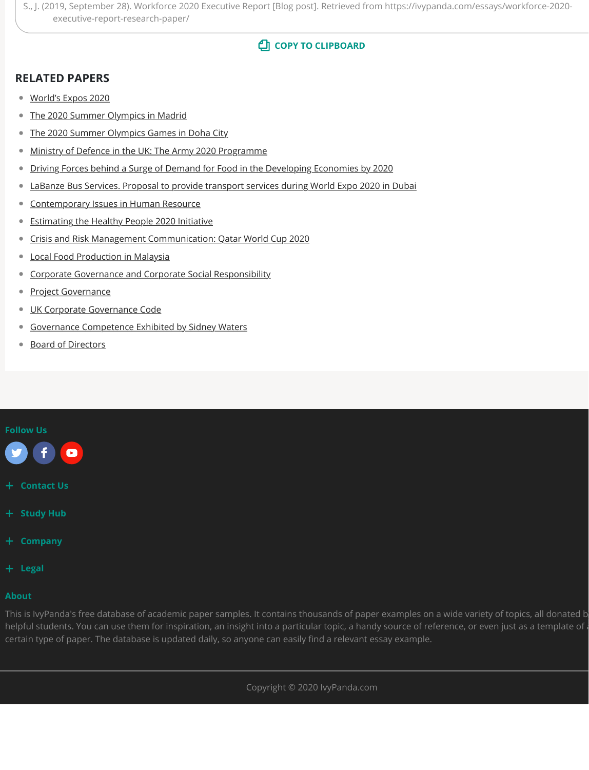S., J. (2019, September 28). Workforce 2020 Executive Report [Blog post]. Retrieved from https://ivypanda.com/essays/workforce-2020-executive-report-research-paper/

COPY TO CLIPBOARD

## RELATED PAPERS

- World's Expos 2020
- The 2020 Summer Olympics in Madrid
- The 2020 Summer Olympics Games in Doha City
- Ministry of Defence in the UK: The Army 2020 Programme
- Driving Forces behind a Surge of Demand for Food in the Developing Economies by 2020
- LaBanze Bus Services. Proposal to provide transport services during World Expo 2020 in Dubai
- Contemporary Issues in Human Resource
- Estimating the Healthy People 2020 Initiative
- Crisis and Risk Management Communication: Qatar World Cup 2020
- Local Food Production in Malaysia
- Corporate Governance and Corporate Social Responsibility
- Project Governance
- UK Corporate Governance Code
- Governance Competence Exhibited by Sidney Waters
- Board of Directors

Follow Us

+ Contact Us

+ Study Hub

+ Company

+ Legal

About

This is IvyPanda's free database of academic paper samples. It contains thousands of paper examples on a wide variety of topics, all donated by helpful students. You can use them for inspiration, an insight into a particular topic, a handy source of reference, or even just as a template of a certain type of paper. The database is updated daily, so anyone can easily find a relevant essay example.

Copyright © 2020 IvyPanda.com